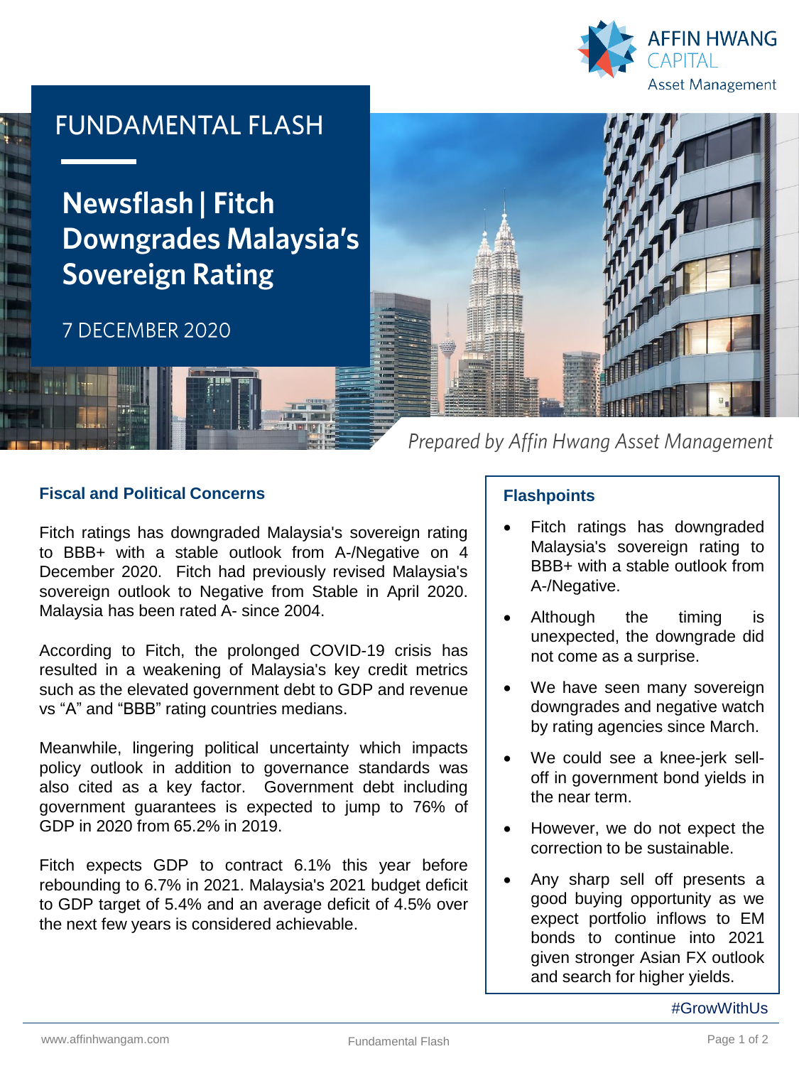AFFIN HWANG CAPITAL Asset Management

FUNDAMENTAL FLASH

# Newsflash | Fitch Downgrades Malaysia's Sovereign Rating

7 DECEMBER 2020

*Prepared by Affin Hwang Asset Management*

### Fiscal and Political Concerns

Fitch ratings has downgraded Malaysia's sovereign rating to BBB+ with a stable outlook from A-/Negative on 4 December 2020. Fitch had previously revised Malaysia's sovereign outlook to Negative from Stable in April 2020. Malaysia has been rated A- since 2004.

According to Fitch, the prolonged COVID-19 crisis has resulted in a weakening of Malaysia's key credit metrics such as the elevated government debt to GDP and revenue vs "A" and "BBB" rating countries medians.

Meanwhile, lingering political uncertainty which impacts policy outlook in addition to governance standards was also cited as a key factor. Government debt including government guarantees is expected to jump to 76% of GDP in 2020 from 65.2% in 2019.

Fitch expects GDP to contract 6.1% this year before rebounding to 6.7% in 2021. Malaysia's 2021 budget deficit to GDP target of 5.4% and an average deficit of 4.5% over the next few years is considered achievable.

### Flashpoints

- Fitch ratings has downgraded Malaysia's sovereign rating to BBB+ with a stable outlook from A-/Negative.
- Although the timing is unexpected, the downgrade did not come as a surprise.
- We have seen many sovereign downgrades and negative watch by rating agencies since March.
- We could see a knee-jerk sell-off in government bond yields in the near term.
- However, we do not expect the correction to be sustainable.
- Any sharp sell off presents a good buying opportunity as we expect portfolio inflows to EM bonds to continue into 2021 given stronger Asian FX outlook and search for higher yields.

#GrowWithUs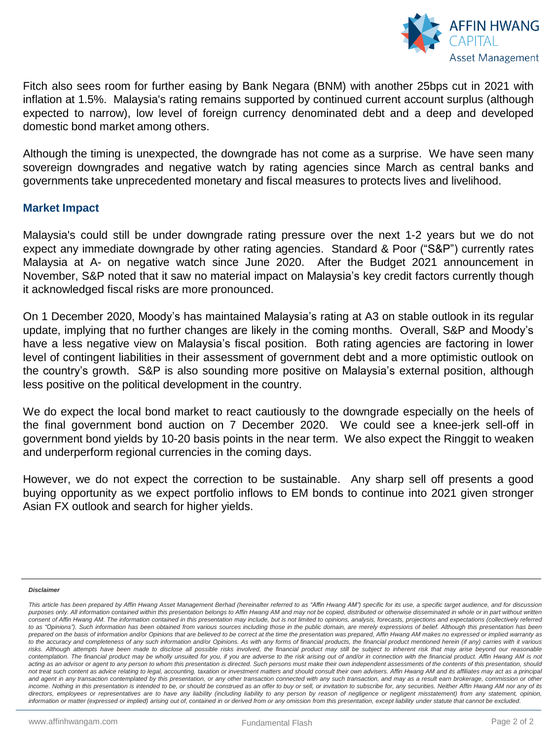Fitch also sees room for further easing by Bank Negara (BNM) with another 25bps cut in 2021 with inflation at 1.5%. Malaysia's rating remains supported by continued current account surplus (although expected to narrow), low level of foreign currency denominated debt and a deep and developed domestic bond market among others.

Although the timing is unexpected, the downgrade has not come as a surprise. We have seen many sovereign downgrades and negative watch by rating agencies since March as central banks and governments take unprecedented monetary and fiscal measures to protects lives and livelihood.

## Market Impact

Malaysia's could still be under downgrade rating pressure over the next 1-2 years but we do not expect any immediate downgrade by other rating agencies. Standard & Poor ("S&P") currently rates Malaysia at A- on negative watch since June 2020. After the Budget 2021 announcement in November, S&P noted that it saw no material impact on Malaysia's key credit factors currently though it acknowledged fiscal risks are more pronounced.

On 1 December 2020, Moody's has maintained Malaysia's rating at A3 on stable outlook in its regular update, implying that no further changes are likely in the coming months. Overall, S&P and Moody's have a less negative view on Malaysia's fiscal position. Both rating agencies are factoring in lower level of contingent liabilities in their assessment of government debt and a more optimistic outlook on the country's growth. S&P is also sounding more positive on Malaysia's external position, although less positive on the political development in the country.

We do expect the local bond market to react cautiously to the downgrade especially on the heels of the final government bond auction on 7 December 2020. We could see a knee-jerk sell-off in government bond yields by 10-20 basis points in the near term. We also expect the Ringgit to weaken and underperform regional currencies in the coming days.

However, we do not expect the correction to be sustainable. Any sharp sell off presents a good buying opportunity as we expect portfolio inflows to EM bonds to continue into 2021 given stronger Asian FX outlook and search for higher yields.

***Disclaimer***

*This article has been prepared by Affin Hwang Asset Management Berhad (hereinafter referred to as "Affin Hwang AM") specific for its use, a specific target audience, and for discussion purposes only. All information contained within this presentation belongs to Affin Hwang AM and may not be copied, distributed or otherwise disseminated in whole or in part without written consent of Affin Hwang AM. The information contained in this presentation may include, but is not limited to opinions, analysis, forecasts, projections and expectations (collectively referred to as "Opinions"). Such information has been obtained from various sources including those in the public domain, are merely expressions of belief. Although this presentation has been prepared on the basis of information and/or Opinions that are believed to be correct at the time the presentation was prepared, Affin Hwang AM makes no expressed or implied warranty as to the accuracy and completeness of any such information and/or Opinions. As with any forms of financial products, the financial product mentioned herein (if any) carries with it various risks. Although attempts have been made to disclose all possible risks involved, the financial product may still be subject to inherent risk that may arise beyond our reasonable contemplation. The financial product may be wholly unsuited for you, if you are adverse to the risk arising out of and/or in connection with the financial product. Affin Hwang AM is not acting as an advisor or agent to any person to whom this presentation is directed. Such persons must make their own independent assessments of the contents of this presentation, should not treat such content as advice relating to legal, accounting, taxation or investment matters and should consult their own advisers. Affin Hwang AM and its affiliates may act as a principal and agent in any transaction contemplated by this presentation, or any other transaction connected with any such transaction, and may as a result earn brokerage, commission or other income. Nothing in this presentation is intended to be, or should be construed as an offer to buy or sell, or invitation to subscribe for, any securities. Neither Affin Hwang AM nor any of its directors, employees or representatives are to have any liability (including liability to any person by reason of negligence or negligent misstatement) from any statement, opinion, information or matter (expressed or implied) arising out of, contained in or derived from or any omission from this presentation, except liability under statute that cannot be excluded.*